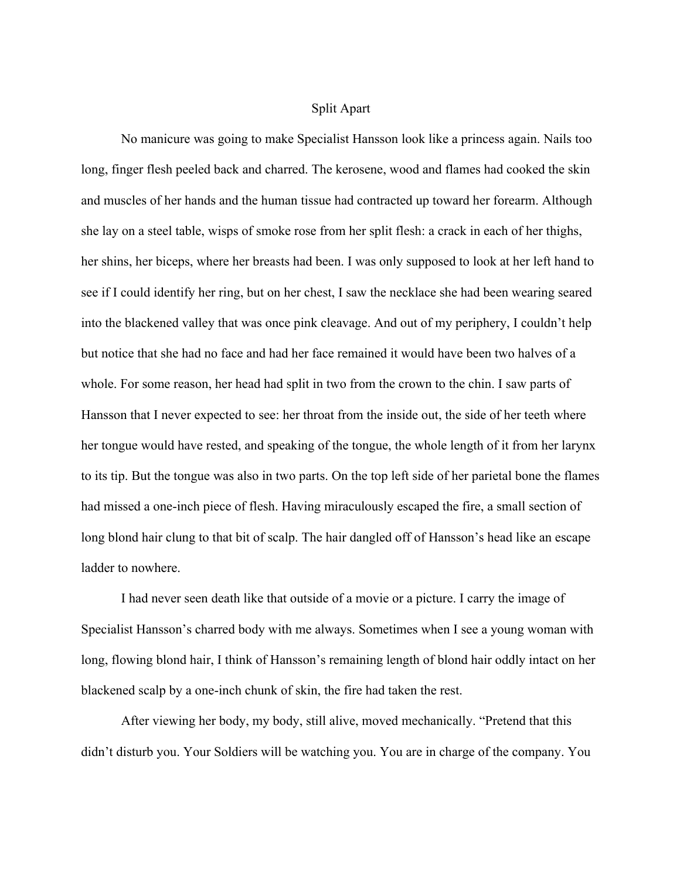# Split Apart

No manicure was going to make Specialist Hansson look like a princess again. Nails too long, finger flesh peeled back and charred. The kerosene, wood and flames had cooked the skin and muscles of her hands and the human tissue had contracted up toward her forearm. Although she lay on a steel table, wisps of smoke rose from her split flesh: a crack in each of her thighs, her shins, her biceps, where her breasts had been. I was only supposed to look at her left hand to see if I could identify her ring, but on her chest, I saw the necklace she had been wearing seared into the blackened valley that was once pink cleavage. And out of my periphery, I couldn't help but notice that she had no face and had her face remained it would have been two halves of a whole. For some reason, her head had split in two from the crown to the chin. I saw parts of Hansson that I never expected to see: her throat from the inside out, the side of her teeth where her tongue would have rested, and speaking of the tongue, the whole length of it from her larynx to its tip. But the tongue was also in two parts. On the top left side of her parietal bone the flames had missed a one-inch piece of flesh. Having miraculously escaped the fire, a small section of long blond hair clung to that bit of scalp. The hair dangled off of Hansson's head like an escape ladder to nowhere.

I had never seen death like that outside of a movie or a picture. I carry the image of Specialist Hansson's charred body with me always. Sometimes when I see a young woman with long, flowing blond hair, I think of Hansson's remaining length of blond hair oddly intact on her blackened scalp by a one-inch chunk of skin, the fire had taken the rest.

After viewing her body, my body, still alive, moved mechanically. "Pretend that this didn't disturb you. Your Soldiers will be watching you. You are in charge of the company. You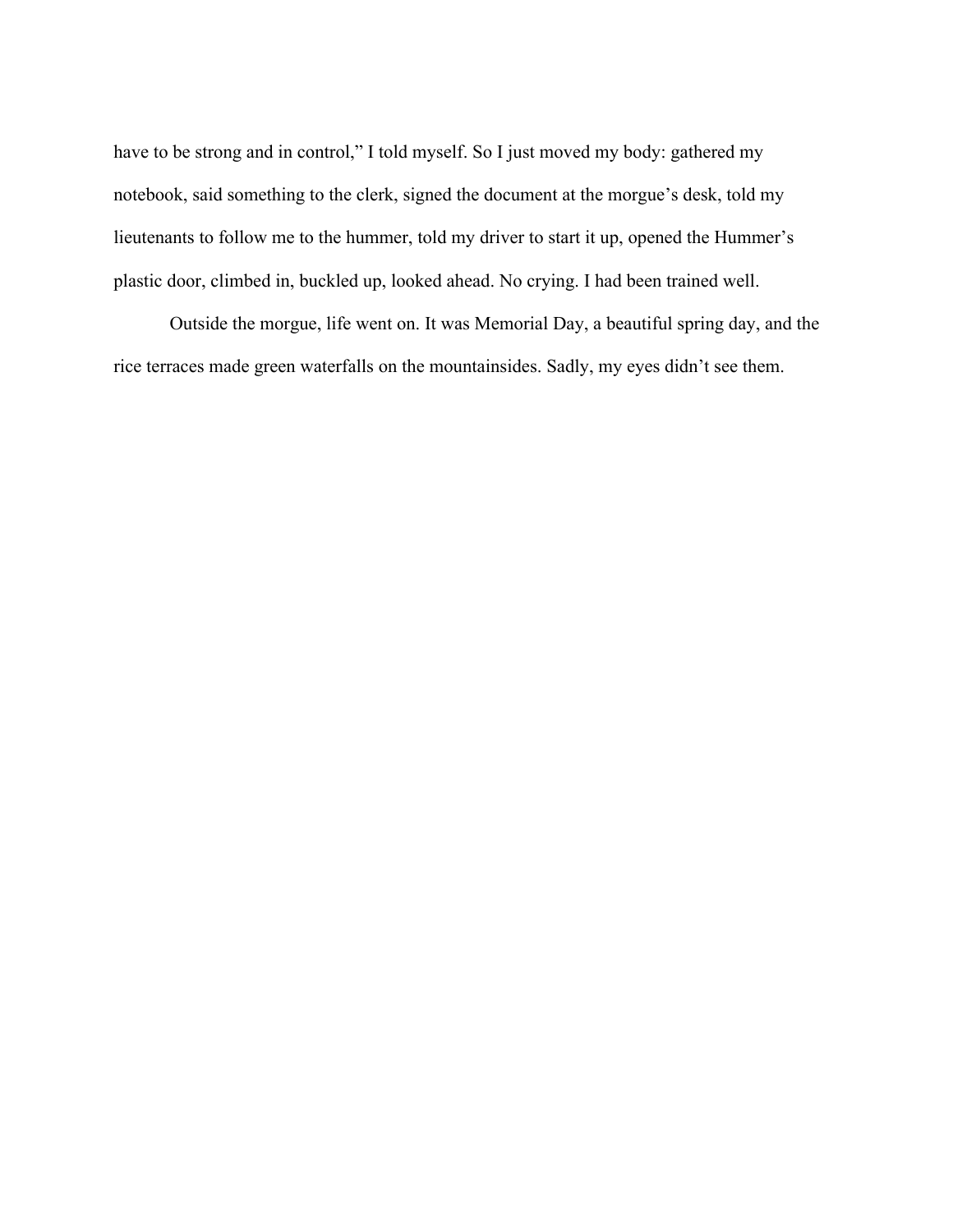have to be strong and in control," I told myself. So I just moved my body: gathered my notebook, said something to the clerk, signed the document at the morgue's desk, told my lieutenants to follow me to the hummer, told my driver to start it up, opened the Hummer's plastic door, climbed in, buckled up, looked ahead. No crying. I had been trained well.

Outside the morgue, life went on. It was Memorial Day, a beautiful spring day, and the rice terraces made green waterfalls on the mountainsides. Sadly, my eyes didn't see them.